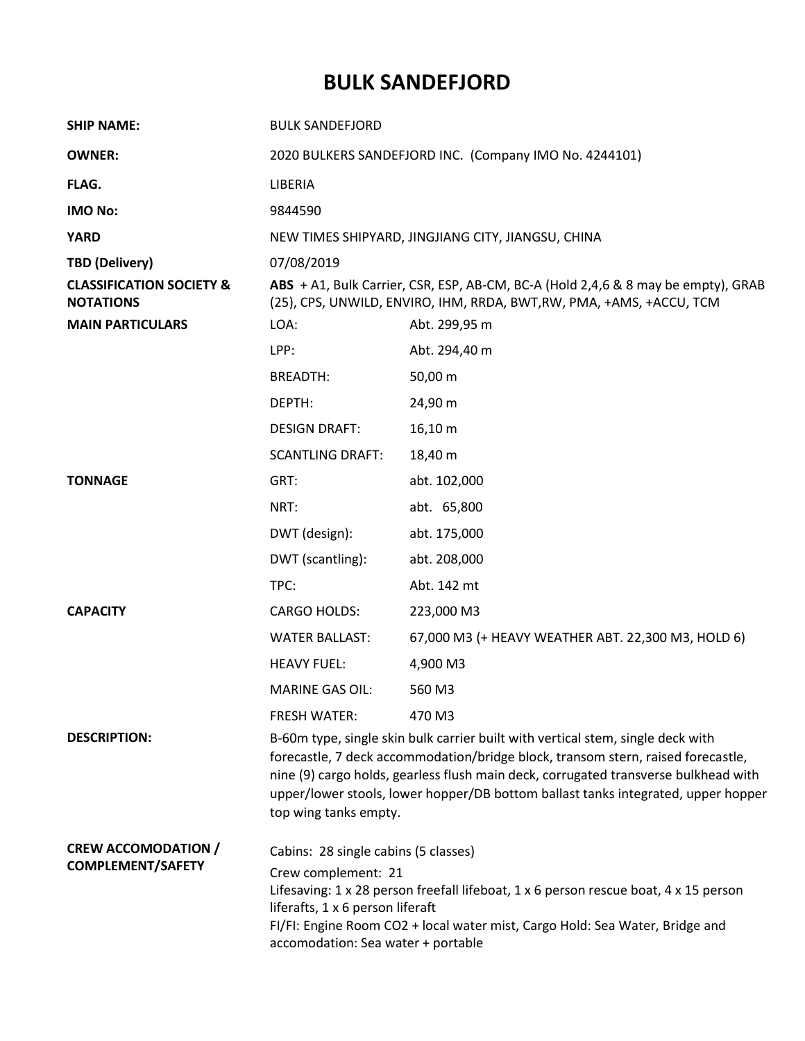# BULK SANDEFJORD

| | | |
|---|---|---|
| **SHIP NAME:** | BULK SANDEFJORD | |
| **OWNER:** | 2020 BULKERS SANDEFJORD INC. (Company IMO No. 4244101) | |
| **FLAG.** | LIBERIA | |
| **IMO No:** | 9844590 | |
| **YARD** | NEW TIMES SHIPYARD, JINGJIANG CITY, JIANGSU, CHINA | |
| **TBD (Delivery)** | 07/08/2019 | |
| **CLASSIFICATION SOCIETY & NOTATIONS** | **ABS** + A1, Bulk Carrier, CSR, ESP, AB-CM, BC-A (Hold 2,4,6 & 8 may be empty), GRAB (25), CPS, UNWILD, ENVIRO, IHM, RRDA, BWT,RW, PMA, +AMS, +ACCU, TCM | |
| **MAIN PARTICULARS** | LOA: | Abt. 299,95 m |
| | LPP: | Abt. 294,40 m |
| | BREADTH: | 50,00 m |
| | DEPTH: | 24,90 m |
| | DESIGN DRAFT: | 16,10 m |
| | SCANTLING DRAFT: | 18,40 m |
| **TONNAGE** | GRT: | abt. 102,000 |
| | NRT: | abt. 65,800 |
| | DWT (design): | abt. 175,000 |
| | DWT (scantling): | abt. 208,000 |
| | TPC: | Abt. 142 mt |
| **CAPACITY** | CARGO HOLDS: | 223,000 M3 |
| | WATER BALLAST: | 67,000 M3 (+ HEAVY WEATHER ABT. 22,300 M3, HOLD 6) |
| | HEAVY FUEL: | 4,900 M3 |
| | MARINE GAS OIL: | 560 M3 |
| | FRESH WATER: | 470 M3 |
| **DESCRIPTION:** | B-60m type, single skin bulk carrier built with vertical stem, single deck with forecastle, 7 deck accommodation/bridge block, transom stern, raised forecastle, nine (9) cargo holds, gearless flush main deck, corrugated transverse bulkhead with upper/lower stools, lower hopper/DB bottom ballast tanks integrated, upper hopper top wing tanks empty. | |
| **CREW ACCOMODATION / COMPLEMENT/SAFETY** | Cabins: 28 single cabins (5 classes)<br>Crew complement: 21<br>Lifesaving: 1 x 28 person freefall lifeboat, 1 x 6 person rescue boat, 4 x 15 person liferafts, 1 x 6 person liferaft<br>FI/FI: Engine Room CO2 + local water mist, Cargo Hold: Sea Water, Bridge and accomodation: Sea water + portable | |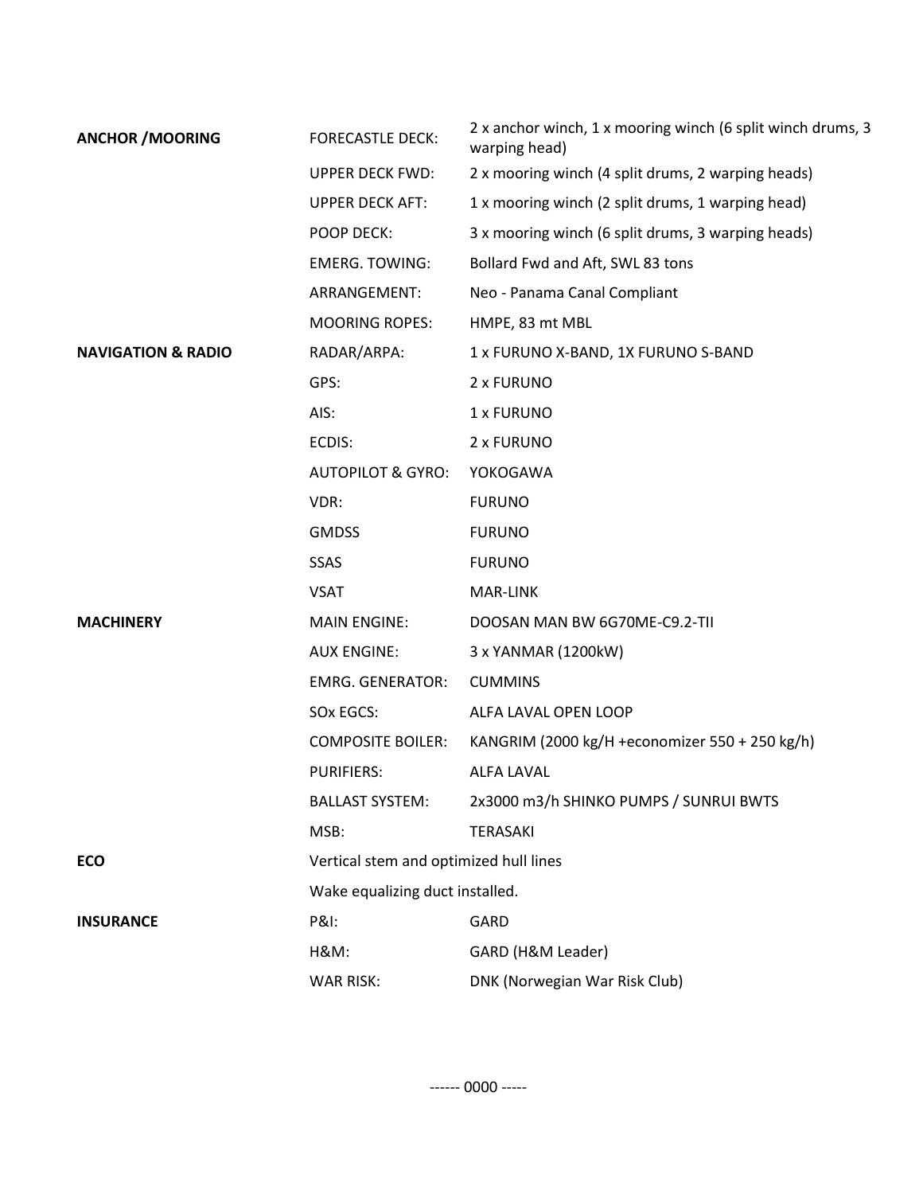| | | |
|---|---|---|
| **ANCHOR /MOORING** | FORECASTLE DECK: | 2 x anchor winch, 1 x mooring winch (6 split winch drums, 3 warping head) |
| | UPPER DECK FWD: | 2 x mooring winch (4 split drums, 2 warping heads) |
| | UPPER DECK AFT: | 1 x mooring winch (2 split drums, 1 warping head) |
| | POOP DECK: | 3 x mooring winch (6 split drums, 3 warping heads) |
| | EMERG. TOWING: | Bollard Fwd and Aft, SWL 83 tons |
| | ARRANGEMENT: | Neo - Panama Canal Compliant |
| | MOORING ROPES: | HMPE, 83 mt MBL |
| **NAVIGATION & RADIO** | RADAR/ARPA: | 1 x FURUNO X-BAND, 1X FURUNO S-BAND |
| | GPS: | 2 x FURUNO |
| | AIS: | 1 x FURUNO |
| | ECDIS: | 2 x FURUNO |
| | AUTOPILOT & GYRO: | YOKOGAWA |
| | VDR: | FURUNO |
| | GMDSS | FURUNO |
| | SSAS | FURUNO |
| | VSAT | MAR-LINK |
| **MACHINERY** | MAIN ENGINE: | DOOSAN MAN BW 6G70ME-C9.2-TII |
| | AUX ENGINE: | 3 x YANMAR (1200kW) |
| | EMRG. GENERATOR: | CUMMINS |
| | SOx EGCS: | ALFA LAVAL OPEN LOOP |
| | COMPOSITE BOILER: | KANGRIM (2000 kg/H +economizer 550 + 250 kg/h) |
| | PURIFIERS: | ALFA LAVAL |
| | BALLAST SYSTEM: | 2x3000 m3/h SHINKO PUMPS / SUNRUI BWTS |
| | MSB: | TERASAKI |
| **ECO** | Vertical stem and optimized hull lines | |
| | Wake equalizing duct installed. | |
| **INSURANCE** | P&I: | GARD |
| | H&M: | GARD (H&M Leader) |
| | WAR RISK: | DNK (Norwegian War Risk Club) |

------ 0000 -----